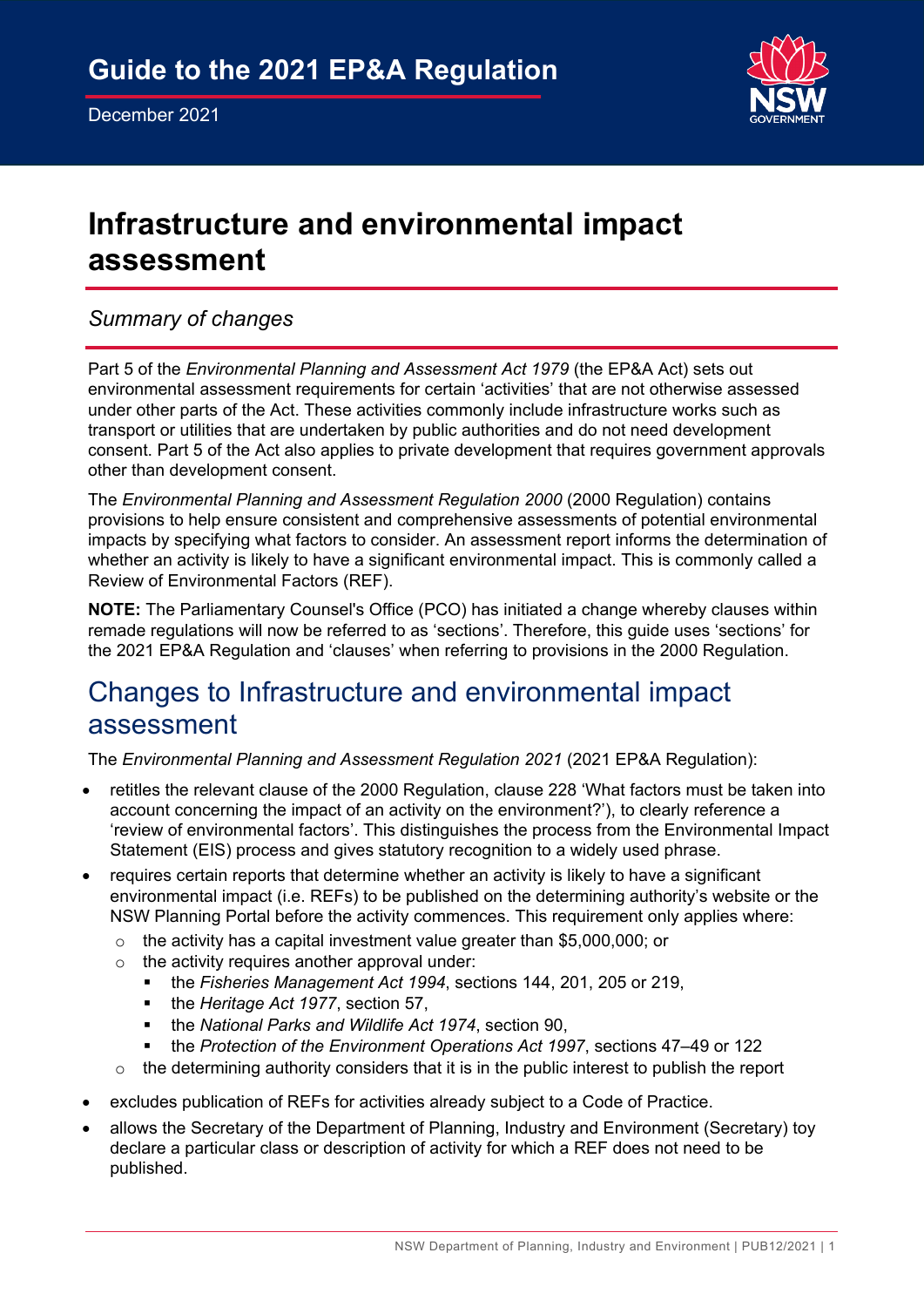# Guide to the 2021 EP&A Regulation

December 2021

# Infrastructure and environmental impact assessment

*Summary of changes*

Part 5 of the *Environmental Planning and Assessment Act 1979* (the EP&A Act) sets out environmental assessment requirements for certain 'activities' that are not otherwise assessed under other parts of the Act. These activities commonly include infrastructure works such as transport or utilities that are undertaken by public authorities and do not need development consent. Part 5 of the Act also applies to private development that requires government approvals other than development consent.

The *Environmental Planning and Assessment Regulation 2000* (2000 Regulation) contains provisions to help ensure consistent and comprehensive assessments of potential environmental impacts by specifying what factors to consider. An assessment report informs the determination of whether an activity is likely to have a significant environmental impact. This is commonly called a Review of Environmental Factors (REF).

**NOTE:** The Parliamentary Counsel's Office (PCO) has initiated a change whereby clauses within remade regulations will now be referred to as 'sections'. Therefore, this guide uses 'sections' for the 2021 EP&A Regulation and 'clauses' when referring to provisions in the 2000 Regulation.

## Changes to Infrastructure and environmental impact assessment

The *Environmental Planning and Assessment Regulation 2021* (2021 EP&A Regulation):

- retitles the relevant clause of the 2000 Regulation, clause 228 'What factors must be taken into account concerning the impact of an activity on the environment?'), to clearly reference a 'review of environmental factors'. This distinguishes the process from the Environmental Impact Statement (EIS) process and gives statutory recognition to a widely used phrase.
- requires certain reports that determine whether an activity is likely to have a significant environmental impact (i.e. REFs) to be published on the determining authority's website or the NSW Planning Portal before the activity commences. This requirement only applies where:
  - the activity has a capital investment value greater than $5,000,000; or
  - the activity requires another approval under:
    - the *Fisheries Management Act 1994*, sections 144, 201, 205 or 219,
    - the *Heritage Act 1977*, section 57,
    - the *National Parks and Wildlife Act 1974*, section 90,
    - the *Protection of the Environment Operations Act 1997*, sections 47–49 or 122
  - the determining authority considers that it is in the public interest to publish the report
- excludes publication of REFs for activities already subject to a Code of Practice.
- allows the Secretary of the Department of Planning, Industry and Environment (Secretary) toy declare a particular class or description of activity for which a REF does not need to be published.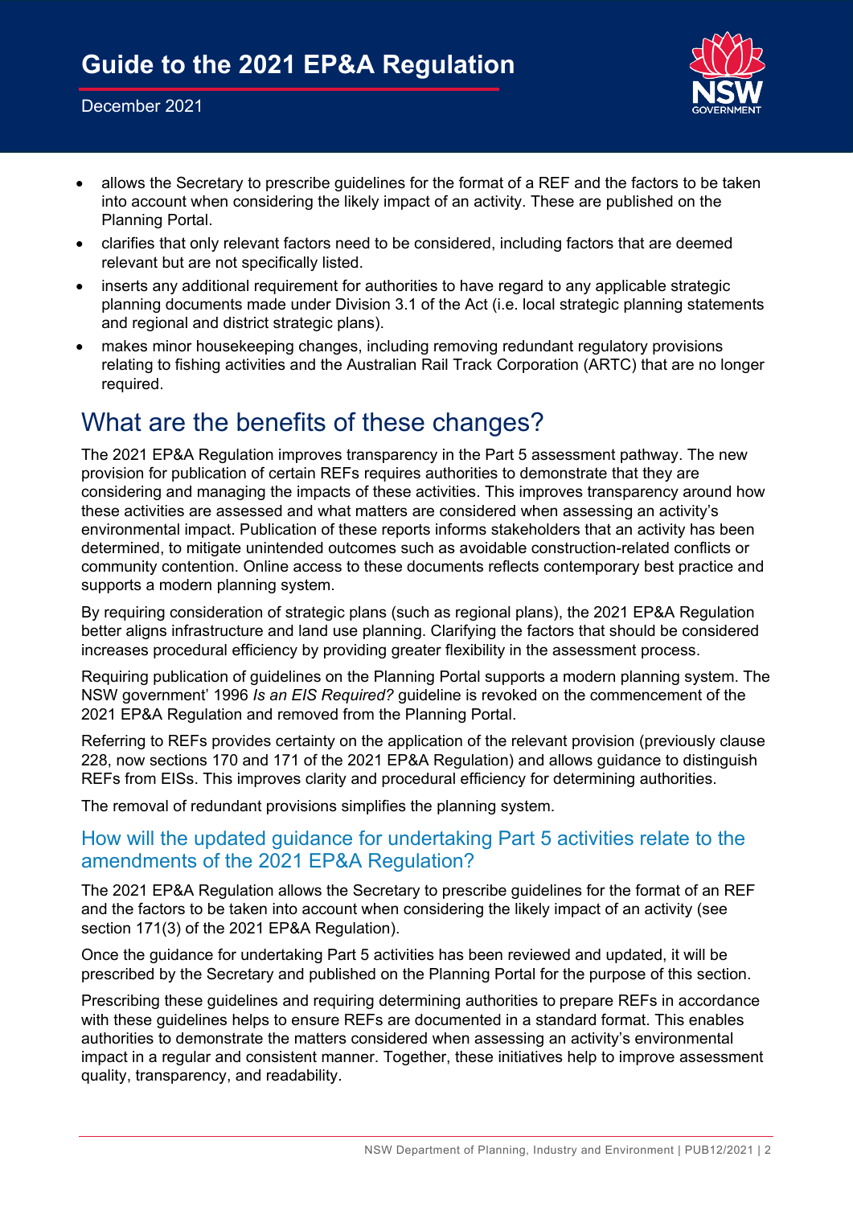- allows the Secretary to prescribe guidelines for the format of a REF and the factors to be taken into account when considering the likely impact of an activity. These are published on the Planning Portal.
- clarifies that only relevant factors need to be considered, including factors that are deemed relevant but are not specifically listed.
- inserts any additional requirement for authorities to have regard to any applicable strategic planning documents made under Division 3.1 of the Act (i.e. local strategic planning statements and regional and district strategic plans).
- makes minor housekeeping changes, including removing redundant regulatory provisions relating to fishing activities and the Australian Rail Track Corporation (ARTC) that are no longer required.

# What are the benefits of these changes?

The 2021 EP&A Regulation improves transparency in the Part 5 assessment pathway. The new provision for publication of certain REFs requires authorities to demonstrate that they are considering and managing the impacts of these activities. This improves transparency around how these activities are assessed and what matters are considered when assessing an activity's environmental impact. Publication of these reports informs stakeholders that an activity has been determined, to mitigate unintended outcomes such as avoidable construction-related conflicts or community contention. Online access to these documents reflects contemporary best practice and supports a modern planning system.

By requiring consideration of strategic plans (such as regional plans), the 2021 EP&A Regulation better aligns infrastructure and land use planning. Clarifying the factors that should be considered increases procedural efficiency by providing greater flexibility in the assessment process.

Requiring publication of guidelines on the Planning Portal supports a modern planning system. The NSW government' 1996 *Is an EIS Required?* guideline is revoked on the commencement of the 2021 EP&A Regulation and removed from the Planning Portal.

Referring to REFs provides certainty on the application of the relevant provision (previously clause 228, now sections 170 and 171 of the 2021 EP&A Regulation) and allows guidance to distinguish REFs from EISs. This improves clarity and procedural efficiency for determining authorities.

The removal of redundant provisions simplifies the planning system.

## How will the updated guidance for undertaking Part 5 activities relate to the amendments of the 2021 EP&A Regulation?

The 2021 EP&A Regulation allows the Secretary to prescribe guidelines for the format of an REF and the factors to be taken into account when considering the likely impact of an activity (see section 171(3) of the 2021 EP&A Regulation).

Once the guidance for undertaking Part 5 activities has been reviewed and updated, it will be prescribed by the Secretary and published on the Planning Portal for the purpose of this section.

Prescribing these guidelines and requiring determining authorities to prepare REFs in accordance with these guidelines helps to ensure REFs are documented in a standard format. This enables authorities to demonstrate the matters considered when assessing an activity's environmental impact in a regular and consistent manner. Together, these initiatives help to improve assessment quality, transparency, and readability.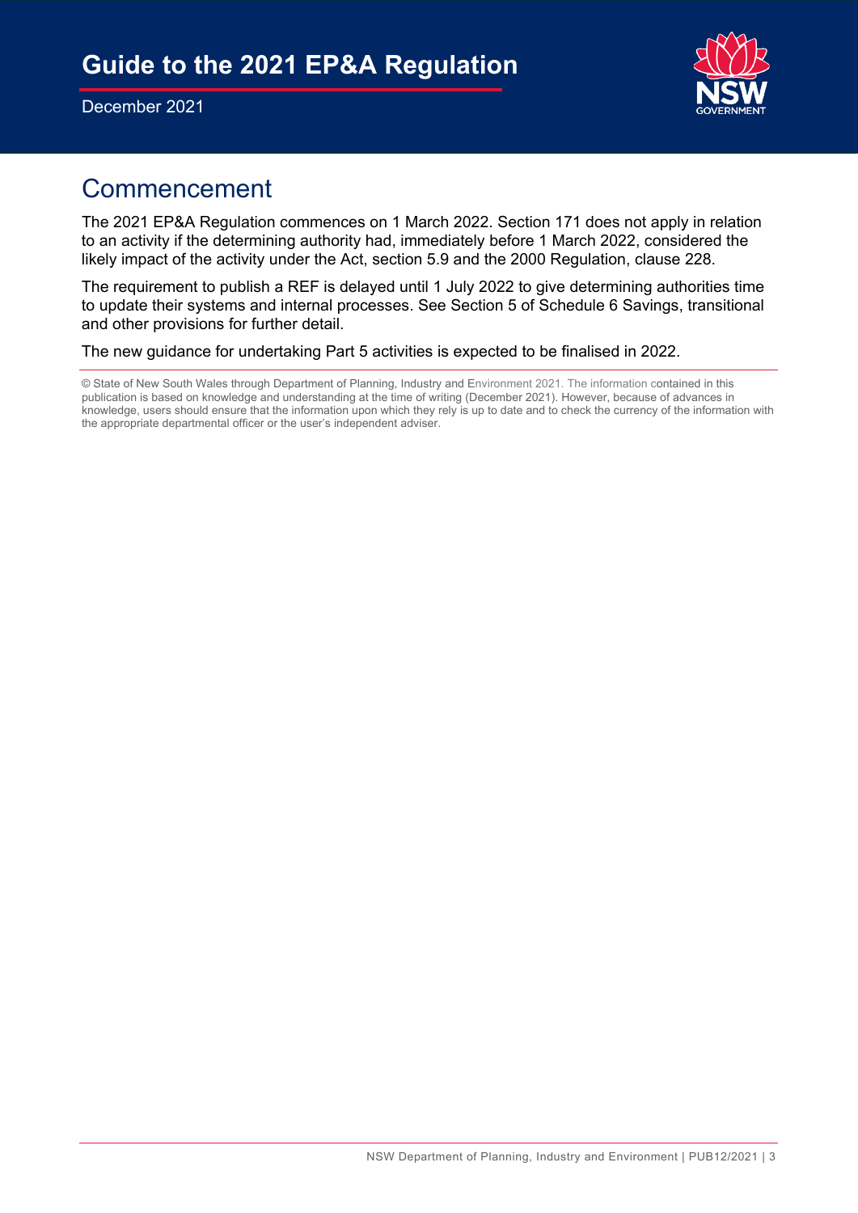## Commencement

The 2021 EP&A Regulation commences on 1 March 2022. Section 171 does not apply in relation to an activity if the determining authority had, immediately before 1 March 2022, considered the likely impact of the activity under the Act, section 5.9 and the 2000 Regulation, clause 228.

The requirement to publish a REF is delayed until 1 July 2022 to give determining authorities time to update their systems and internal processes. See Section 5 of Schedule 6 Savings, transitional and other provisions for further detail.

The new guidance for undertaking Part 5 activities is expected to be finalised in 2022.

© State of New South Wales through Department of Planning, Industry and Environment 2021. The information contained in this publication is based on knowledge and understanding at the time of writing (December 2021). However, because of advances in knowledge, users should ensure that the information upon which they rely is up to date and to check the currency of the information with the appropriate departmental officer or the user's independent adviser.